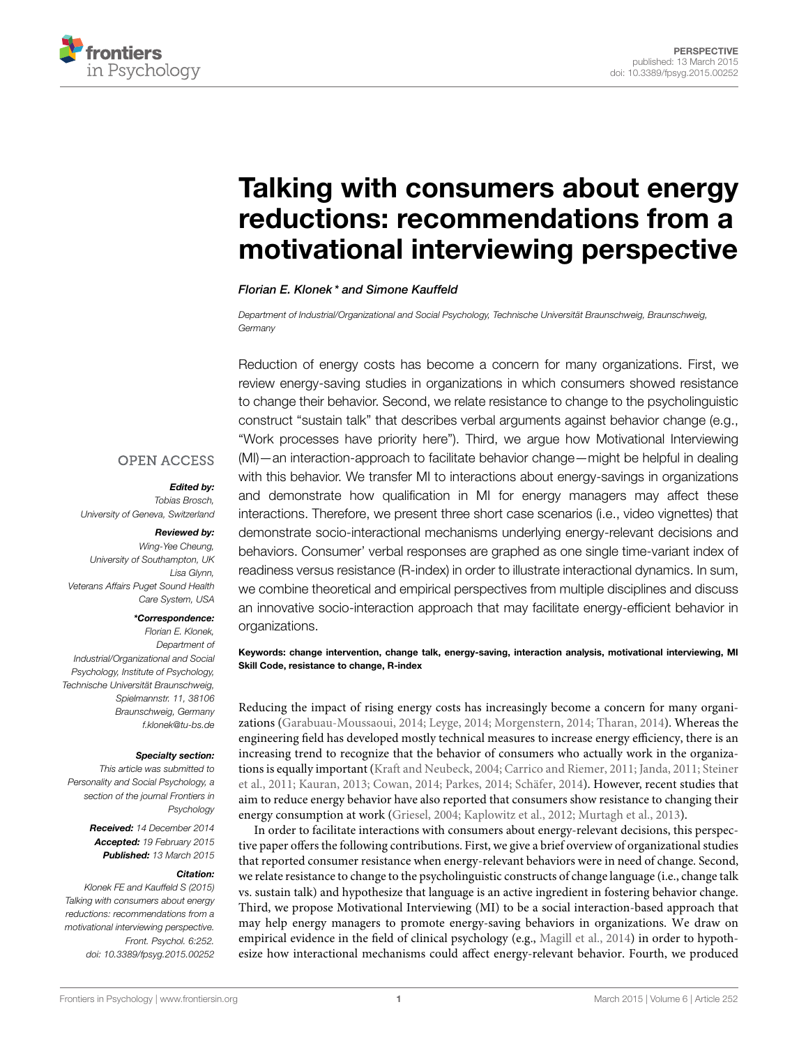PERSPECTIVE
published: 13 March 2015
doi: 10.3389/fpsyg.2015.00252

# Talking with consumers about energy reductions: recommendations from a motivational interviewing perspective

*Florian E. Klonek \* and Simone Kauffeld*

*Department of Industrial/Organizational and Social Psychology, Technische Universität Braunschweig, Braunschweig, Germany*

OPEN ACCESS

***Edited by:***
*Tobias Brosch,*
*University of Geneva, Switzerland*

***Reviewed by:***
*Wing-Yee Cheung,*
*University of Southampton, UK*
*Lisa Glynn,*
*Veterans Affairs Puget Sound Health Care System, USA*

***\*Correspondence:***
*Florian E. Klonek,*
*Department of Industrial/Organizational and Social Psychology, Institute of Psychology, Technische Universität Braunschweig, Spielmannstr. 11, 38106 Braunschweig, Germany*
*f.klonek@tu-bs.de*

***Specialty section:***
*This article was submitted to Personality and Social Psychology, a section of the journal Frontiers in Psychology*

***Received:*** *14 December 2014*
***Accepted:*** *19 February 2015*
***Published:*** *13 March 2015*

***Citation:***
*Klonek FE and Kauffeld S (2015) Talking with consumers about energy reductions: recommendations from a motivational interviewing perspective. Front. Psychol. 6:252. doi: 10.3389/fpsyg.2015.00252*

Reduction of energy costs has become a concern for many organizations. First, we review energy-saving studies in organizations in which consumers showed resistance to change their behavior. Second, we relate resistance to change to the psycholinguistic construct "sustain talk" that describes verbal arguments against behavior change (e.g., "Work processes have priority here"). Third, we argue how Motivational Interviewing (MI)—an interaction-approach to facilitate behavior change—might be helpful in dealing with this behavior. We transfer MI to interactions about energy-savings in organizations and demonstrate how qualification in MI for energy managers may affect these interactions. Therefore, we present three short case scenarios (i.e., video vignettes) that demonstrate socio-interactional mechanisms underlying energy-relevant decisions and behaviors. Consumer' verbal responses are graphed as one single time-variant index of readiness versus resistance (R-index) in order to illustrate interactional dynamics. In sum, we combine theoretical and empirical perspectives from multiple disciplines and discuss an innovative socio-interaction approach that may facilitate energy-efficient behavior in organizations.

**Keywords: change intervention, change talk, energy-saving, interaction analysis, motivational interviewing, MI Skill Code, resistance to change, R-index**

Reducing the impact of rising energy costs has increasingly become a concern for many organizations (Garabuau-Moussaoui, 2014; Leyge, 2014; Morgenstern, 2014; Tharan, 2014). Whereas the engineering field has developed mostly technical measures to increase energy efficiency, there is an increasing trend to recognize that the behavior of consumers who actually work in the organizations is equally important (Kraft and Neubeck, 2004; Carrico and Riemer, 2011; Janda, 2011; Steiner et al., 2011; Kauran, 2013; Cowan, 2014; Parkes, 2014; Schäfer, 2014). However, recent studies that aim to reduce energy behavior have also reported that consumers show resistance to changing their energy consumption at work (Griesel, 2004; Kaplowitz et al., 2012; Murtagh et al., 2013).

In order to facilitate interactions with consumers about energy-relevant decisions, this perspective paper offers the following contributions. First, we give a brief overview of organizational studies that reported consumer resistance when energy-relevant behaviors were in need of change. Second, we relate resistance to change to the psycholinguistic constructs of change language (i.e., change talk vs. sustain talk) and hypothesize that language is an active ingredient in fostering behavior change. Third, we propose Motivational Interviewing (MI) to be a social interaction-based approach that may help energy managers to promote energy-saving behaviors in organizations. We draw on empirical evidence in the field of clinical psychology (e.g., Magill et al., 2014) in order to hypothesize how interactional mechanisms could affect energy-relevant behavior. Fourth, we produced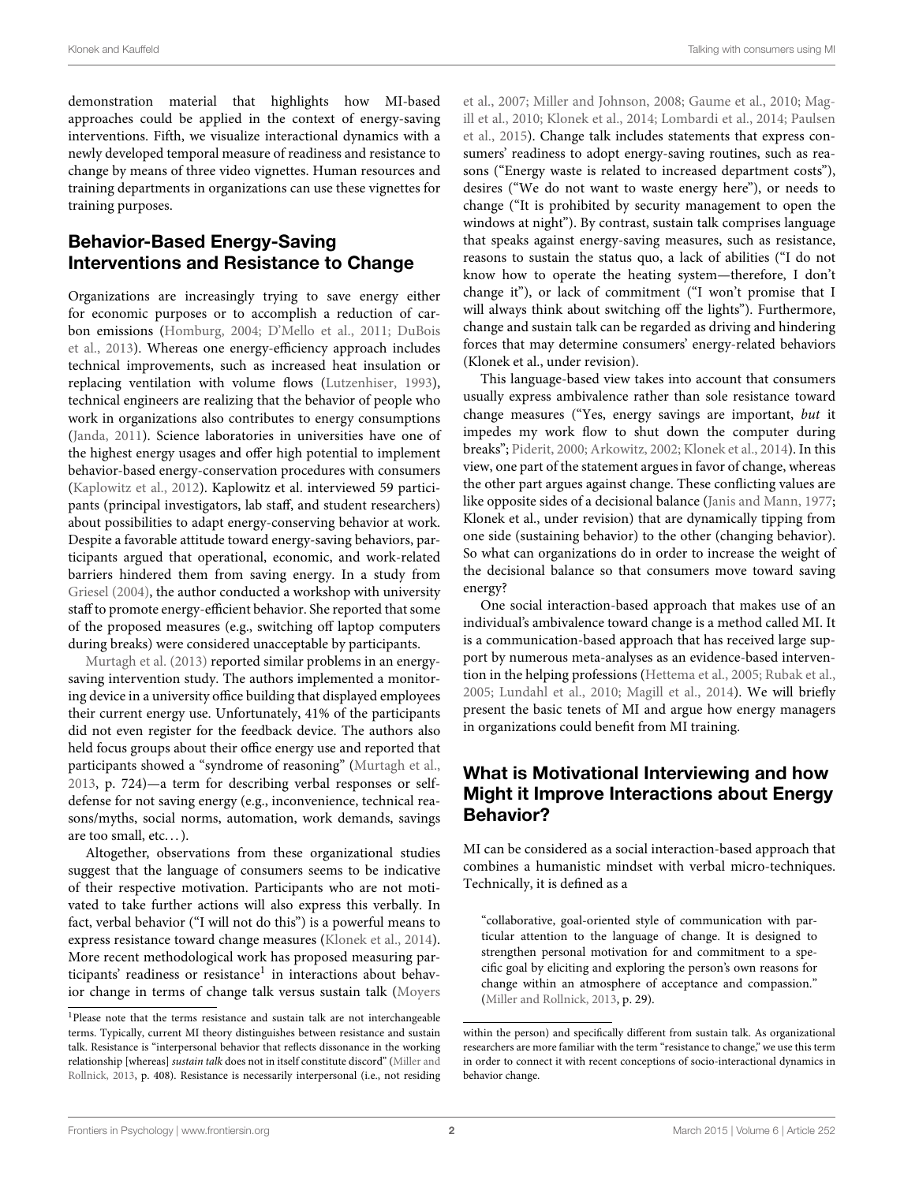demonstration material that highlights how MI-based approaches could be applied in the context of energy-saving interventions. Fifth, we visualize interactional dynamics with a newly developed temporal measure of readiness and resistance to change by means of three video vignettes. Human resources and training departments in organizations can use these vignettes for training purposes.

## Behavior-Based Energy-Saving Interventions and Resistance to Change

Organizations are increasingly trying to save energy either for economic purposes or to accomplish a reduction of carbon emissions (Homburg, 2004; D'Mello et al., 2011; DuBois et al., 2013). Whereas one energy-efficiency approach includes technical improvements, such as increased heat insulation or replacing ventilation with volume flows (Lutzenhiser, 1993), technical engineers are realizing that the behavior of people who work in organizations also contributes to energy consumptions (Janda, 2011). Science laboratories in universities have one of the highest energy usages and offer high potential to implement behavior-based energy-conservation procedures with consumers (Kaplowitz et al., 2012). Kaplowitz et al. interviewed 59 participants (principal investigators, lab staff, and student researchers) about possibilities to adapt energy-conserving behavior at work. Despite a favorable attitude toward energy-saving behaviors, participants argued that operational, economic, and work-related barriers hindered them from saving energy. In a study from Griesel (2004), the author conducted a workshop with university staff to promote energy-efficient behavior. She reported that some of the proposed measures (e.g., switching off laptop computers during breaks) were considered unacceptable by participants.

Murtagh et al. (2013) reported similar problems in an energy-saving intervention study. The authors implemented a monitoring device in a university office building that displayed employees their current energy use. Unfortunately, 41% of the participants did not even register for the feedback device. The authors also held focus groups about their office energy use and reported that participants showed a "syndrome of reasoning" (Murtagh et al., 2013, p. 724)—a term for describing verbal responses or self-defense for not saving energy (e.g., inconvenience, technical reasons/myths, social norms, automation, work demands, savings are too small, etc...).

Altogether, observations from these organizational studies suggest that the language of consumers seems to be indicative of their respective motivation. Participants who are not motivated to take further actions will also express this verbally. In fact, verbal behavior ("I will not do this") is a powerful means to express resistance toward change measures (Klonek et al., 2014). More recent methodological work has proposed measuring participants' readiness or resistance[1] in interactions about behavior change in terms of change talk versus sustain talk (Moyers et al., 2007; Miller and Johnson, 2008; Gaume et al., 2010; Magill et al., 2010; Klonek et al., 2014; Lombardi et al., 2014; Paulsen et al., 2015). Change talk includes statements that express consumers' readiness to adopt energy-saving routines, such as reasons ("Energy waste is related to increased department costs"), desires ("We do not want to waste energy here"), or needs to change ("It is prohibited by security management to open the windows at night"). By contrast, sustain talk comprises language that speaks against energy-saving measures, such as resistance, reasons to sustain the status quo, a lack of abilities ("I do not know how to operate the heating system—therefore, I don't change it"), or lack of commitment ("I won't promise that I will always think about switching off the lights"). Furthermore, change and sustain talk can be regarded as driving and hindering forces that may determine consumers' energy-related behaviors (Klonek et al., under revision).

This language-based view takes into account that consumers usually express ambivalence rather than sole resistance toward change measures ("Yes, energy savings are important, *but* it impedes my work flow to shut down the computer during breaks"; Piderit, 2000; Arkowitz, 2002; Klonek et al., 2014). In this view, one part of the statement argues in favor of change, whereas the other part argues against change. These conflicting values are like opposite sides of a decisional balance (Janis and Mann, 1977; Klonek et al., under revision) that are dynamically tipping from one side (sustaining behavior) to the other (changing behavior). So what can organizations do in order to increase the weight of the decisional balance so that consumers move toward saving energy?

One social interaction-based approach that makes use of an individual's ambivalence toward change is a method called MI. It is a communication-based approach that has received large support by numerous meta-analyses as an evidence-based intervention in the helping professions (Hettema et al., 2005; Rubak et al., 2005; Lundahl et al., 2010; Magill et al., 2014). We will briefly present the basic tenets of MI and argue how energy managers in organizations could benefit from MI training.

## What is Motivational Interviewing and how Might it Improve Interactions about Energy Behavior?

MI can be considered as a social interaction-based approach that combines a humanistic mindset with verbal micro-techniques. Technically, it is defined as a

> "collaborative, goal-oriented style of communication with particular attention to the language of change. It is designed to strengthen personal motivation for and commitment to a specific goal by eliciting and exploring the person's own reasons for change within an atmosphere of acceptance and compassion." (Miller and Rollnick, 2013, p. 29).

[1]Please note that the terms resistance and sustain talk are not interchangeable terms. Typically, current MI theory distinguishes between resistance and sustain talk. Resistance is "interpersonal behavior that reflects dissonance in the working relationship [whereas] *sustain talk* does not in itself constitute discord" (Miller and Rollnick, 2013, p. 408). Resistance is necessarily interpersonal (i.e., not residing within the person) and specifically different from sustain talk. As organizational researchers are more familiar with the term "resistance to change," we use this term in order to connect it with recent conceptions of socio-interactional dynamics in behavior change.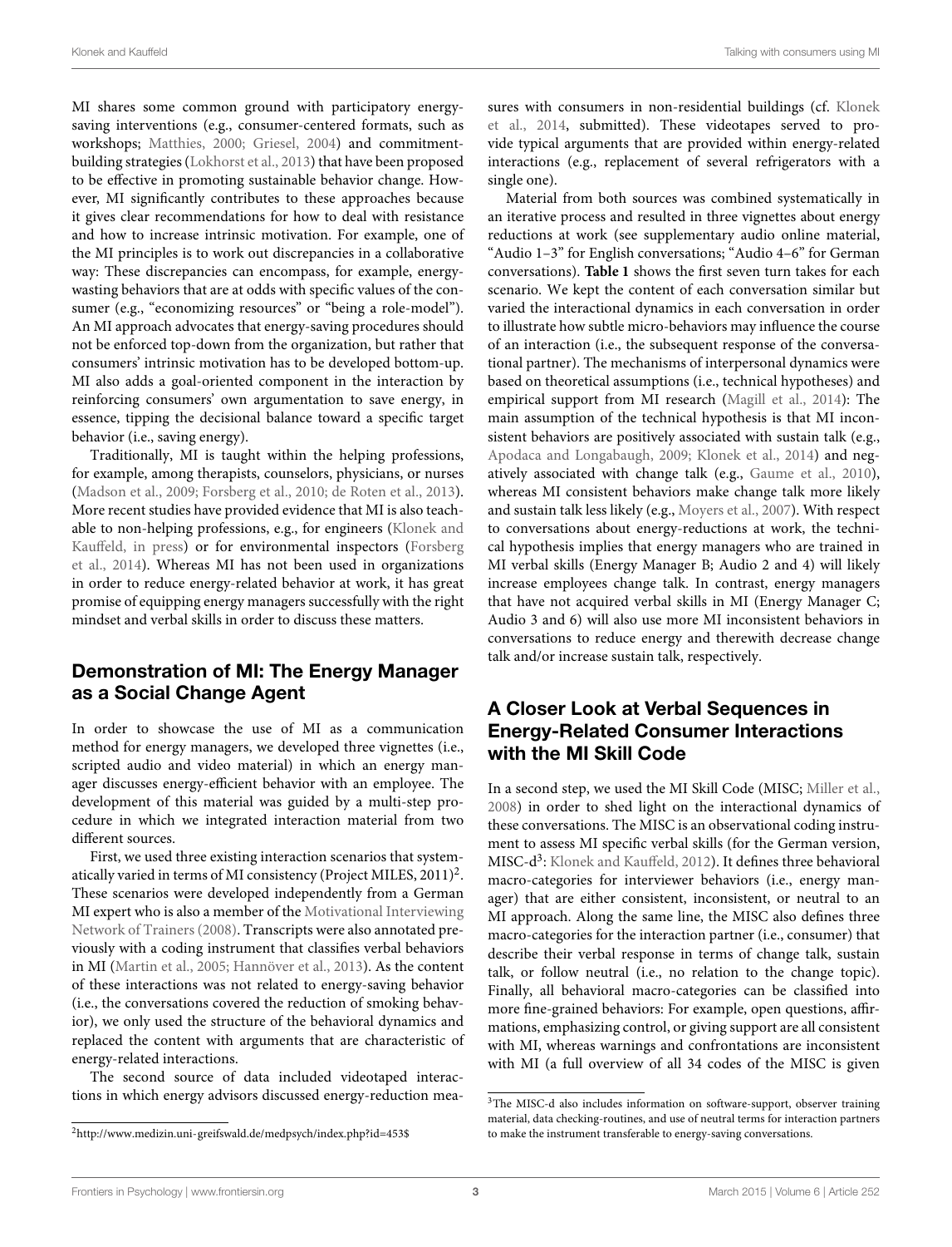MI shares some common ground with participatory energy-saving interventions (e.g., consumer-centered formats, such as workshops; Matthies, 2000; Griesel, 2004) and commitment-building strategies (Lokhorst et al., 2013) that have been proposed to be effective in promoting sustainable behavior change. However, MI significantly contributes to these approaches because it gives clear recommendations for how to deal with resistance and how to increase intrinsic motivation. For example, one of the MI principles is to work out discrepancies in a collaborative way: These discrepancies can encompass, for example, energy-wasting behaviors that are at odds with specific values of the consumer (e.g., "economizing resources" or "being a role-model"). An MI approach advocates that energy-saving procedures should not be enforced top-down from the organization, but rather that consumers' intrinsic motivation has to be developed bottom-up. MI also adds a goal-oriented component in the interaction by reinforcing consumers' own argumentation to save energy, in essence, tipping the decisional balance toward a specific target behavior (i.e., saving energy).

Traditionally, MI is taught within the helping professions, for example, among therapists, counselors, physicians, or nurses (Madson et al., 2009; Forsberg et al., 2010; de Roten et al., 2013). More recent studies have provided evidence that MI is also teachable to non-helping professions, e.g., for engineers (Klonek and Kauffeld, in press) or for environmental inspectors (Forsberg et al., 2014). Whereas MI has not been used in organizations in order to reduce energy-related behavior at work, it has great promise of equipping energy managers successfully with the right mindset and verbal skills in order to discuss these matters.

## Demonstration of MI: The Energy Manager as a Social Change Agent

In order to showcase the use of MI as a communication method for energy managers, we developed three vignettes (i.e., scripted audio and video material) in which an energy manager discusses energy-efficient behavior with an employee. The development of this material was guided by a multi-step procedure in which we integrated interaction material from two different sources.

First, we used three existing interaction scenarios that systematically varied in terms of MI consistency (Project MILES, 2011)[2]. These scenarios were developed independently from a German MI expert who is also a member of the Motivational Interviewing Network of Trainers (2008). Transcripts were also annotated previously with a coding instrument that classifies verbal behaviors in MI (Martin et al., 2005; Hannöver et al., 2013). As the content of these interactions was not related to energy-saving behavior (i.e., the conversations covered the reduction of smoking behavior), we only used the structure of the behavioral dynamics and replaced the content with arguments that are characteristic of energy-related interactions.

The second source of data included videotaped interactions in which energy advisors discussed energy-reduction measures with consumers in non-residential buildings (cf. Klonek et al., 2014, submitted). These videotapes served to provide typical arguments that are provided within energy-related interactions (e.g., replacement of several refrigerators with a single one).

Material from both sources was combined systematically in an iterative process and resulted in three vignettes about energy reductions at work (see supplementary audio online material, "Audio 1–3" for English conversations; "Audio 4–6" for German conversations). **Table 1** shows the first seven turn takes for each scenario. We kept the content of each conversation similar but varied the interactional dynamics in each conversation in order to illustrate how subtle micro-behaviors may influence the course of an interaction (i.e., the subsequent response of the conversational partner). The mechanisms of interpersonal dynamics were based on theoretical assumptions (i.e., technical hypotheses) and empirical support from MI research (Magill et al., 2014): The main assumption of the technical hypothesis is that MI inconsistent behaviors are positively associated with sustain talk (e.g., Apodaca and Longabaugh, 2009; Klonek et al., 2014) and negatively associated with change talk (e.g., Gaume et al., 2010), whereas MI consistent behaviors make change talk more likely and sustain talk less likely (e.g., Moyers et al., 2007). With respect to conversations about energy-reductions at work, the technical hypothesis implies that energy managers who are trained in MI verbal skills (Energy Manager B; Audio 2 and 4) will likely increase employees change talk. In contrast, energy managers that have not acquired verbal skills in MI (Energy Manager C; Audio 3 and 6) will also use more MI inconsistent behaviors in conversations to reduce energy and therewith decrease change talk and/or increase sustain talk, respectively.

## A Closer Look at Verbal Sequences in Energy-Related Consumer Interactions with the MI Skill Code

In a second step, we used the MI Skill Code (MISC; Miller et al., 2008) in order to shed light on the interactional dynamics of these conversations. The MISC is an observational coding instrument to assess MI specific verbal skills (for the German version, MISC-d[3]: Klonek and Kauffeld, 2012). It defines three behavioral macro-categories for interviewer behaviors (i.e., energy manager) that are either consistent, inconsistent, or neutral to an MI approach. Along the same line, the MISC also defines three macro-categories for the interaction partner (i.e., consumer) that describe their verbal response in terms of change talk, sustain talk, or follow neutral (i.e., no relation to the change topic). Finally, all behavioral macro-categories can be classified into more fine-grained behaviors: For example, open questions, affirmations, emphasizing control, or giving support are all consistent with MI, whereas warnings and confrontations are inconsistent with MI (a full overview of all 34 codes of the MISC is given

[2] http://www.medizin.uni-greifswald.de/medpsych/index.php?id=453$

[3] The MISC-d also includes information on software-support, observer training material, data checking-routines, and use of neutral terms for interaction partners to make the instrument transferable to energy-saving conversations.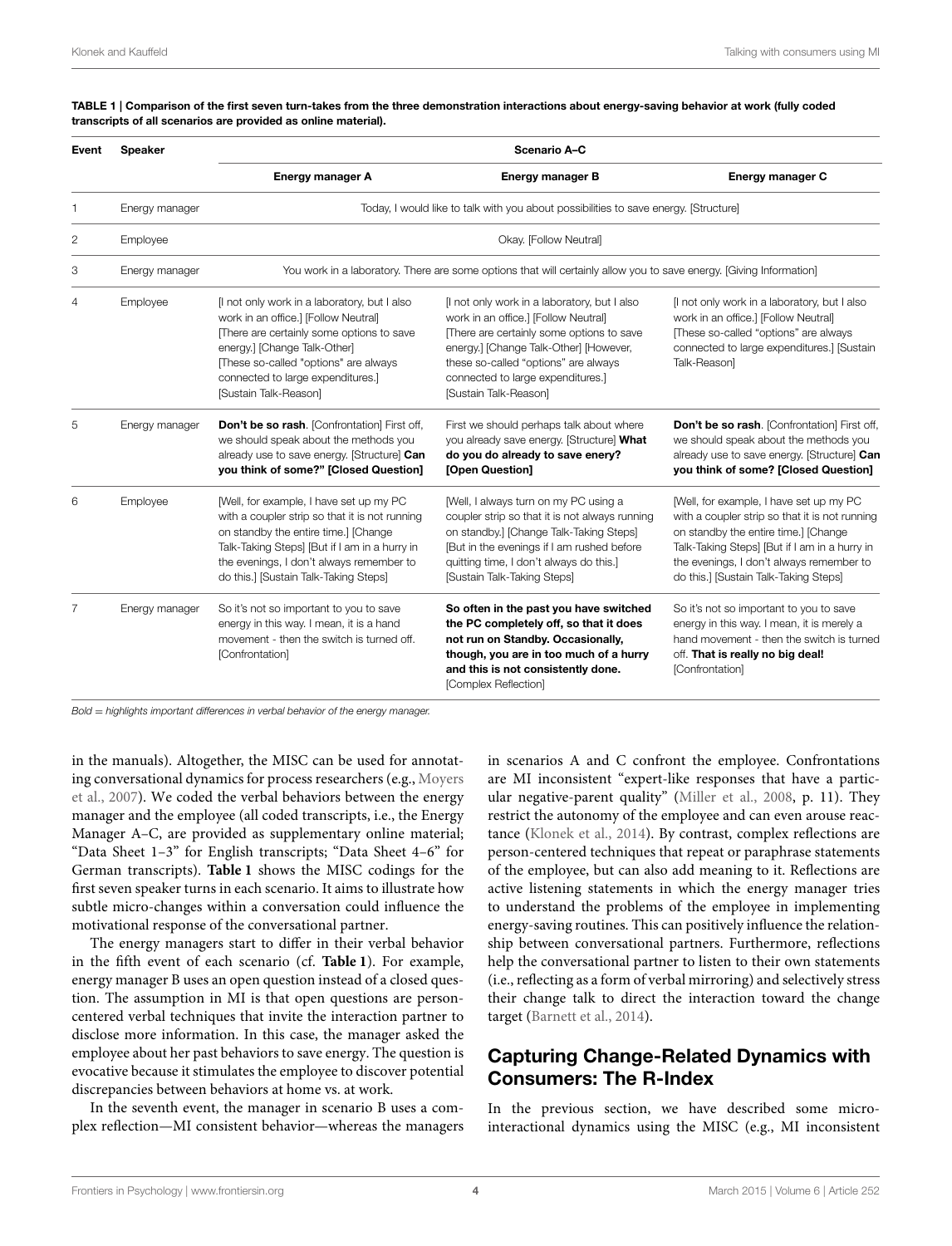**TABLE 1 | Comparison of the first seven turn-takes from the three demonstration interactions about energy-saving behavior at work (fully coded transcripts of all scenarios are provided as online material).**

| Event | Speaker | Scenario A–C | | |
|---|---|---|---|---|
| | | **Energy manager A** | **Energy manager B** | **Energy manager C** |
| 1 | Energy manager | Today, I would like to talk with you about possibilities to save energy. [Structure] | | |
| 2 | Employee | Okay. [Follow Neutral] | | |
| 3 | Energy manager | You work in a laboratory. There are some options that will certainly allow you to save energy. [Giving Information] | | |
| 4 | Employee | [I not only work in a laboratory, but I also work in an office.] [Follow Neutral] [There are certainly some options to save energy.] [Change Talk-Other] [These so-called "options" are always connected to large expenditures.] [Sustain Talk-Reason] | [I not only work in a laboratory, but I also work in an office.] [Follow Neutral] [There are certainly some options to save energy.] [Change Talk-Other] [However, these so-called "options" are always connected to large expenditures.] [Sustain Talk-Reason] | [I not only work in a laboratory, but I also work in an office.] [Follow Neutral] [These so-called "options" are always connected to large expenditures.] [Sustain Talk-Reason] |
| 5 | Energy manager | **Don't be so rash**. [Confrontation] First off, we should speak about the methods you already use to save energy. [Structure] **Can you think of some?" [Closed Question]** | First we should perhaps talk about where you already save energy. [Structure] **What do you do already to save enery? [Open Question]** | **Don't be so rash**. [Confrontation] First off, we should speak about the methods you already use to save energy. [Structure] **Can you think of some? [Closed Question]** |
| 6 | Employee | [Well, for example, I have set up my PC with a coupler strip so that it is not running on standby the entire time.] [Change Talk-Taking Steps] [But if I am in a hurry in the evenings, I don't always remember to do this.] [Sustain Talk-Taking Steps] | [Well, I always turn on my PC using a coupler strip so that it is not always running on standby.] [Change Talk-Taking Steps] [But in the evenings if I am rushed before quitting time, I don't always do this.] [Sustain Talk-Taking Steps] | [Well, for example, I have set up my PC with a coupler strip so that it is not running on standby the entire time.] [Change Talk-Taking Steps] [But if I am in a hurry in the evenings, I don't always remember to do this.] [Sustain Talk-Taking Steps] |
| 7 | Energy manager | So it's not so important to you to save energy in this way. I mean, it is a hand movement - then the switch is turned off. [Confrontation] | **So often in the past you have switched the PC completely off, so that it does not run on Standby. Occasionally, though, you are in too much of a hurry and this is not consistently done.** [Complex Reflection] | So it's not so important to you to save energy in this way. I mean, it is merely a hand movement - then the switch is turned off. **That is really no big deal!** [Confrontation] |

*Bold = highlights important differences in verbal behavior of the energy manager.*

in the manuals). Altogether, the MISC can be used for annotating conversational dynamics for process researchers (e.g., Moyers et al., 2007). We coded the verbal behaviors between the energy manager and the employee (all coded transcripts, i.e., the Energy Manager A–C, are provided as supplementary online material; "Data Sheet 1–3" for English transcripts; "Data Sheet 4–6" for German transcripts). **Table 1** shows the MISC codings for the first seven speaker turns in each scenario. It aims to illustrate how subtle micro-changes within a conversation could influence the motivational response of the conversational partner.

The energy managers start to differ in their verbal behavior in the fifth event of each scenario (cf. **Table 1**). For example, energy manager B uses an open question instead of a closed question. The assumption in MI is that open questions are person-centered verbal techniques that invite the interaction partner to disclose more information. In this case, the manager asked the employee about her past behaviors to save energy. The question is evocative because it stimulates the employee to discover potential discrepancies between behaviors at home vs. at work.

In the seventh event, the manager in scenario B uses a complex reflection—MI consistent behavior—whereas the managers in scenarios A and C confront the employee. Confrontations are MI inconsistent "expert-like responses that have a particular negative-parent quality" (Miller et al., 2008, p. 11). They restrict the autonomy of the employee and can even arouse reactance (Klonek et al., 2014). By contrast, complex reflections are person-centered techniques that repeat or paraphrase statements of the employee, but can also add meaning to it. Reflections are active listening statements in which the energy manager tries to understand the problems of the employee in implementing energy-saving routines. This can positively influence the relationship between conversational partners. Furthermore, reflections help the conversational partner to listen to their own statements (i.e., reflecting as a form of verbal mirroring) and selectively stress their change talk to direct the interaction toward the change target (Barnett et al., 2014).

## Capturing Change-Related Dynamics with Consumers: The R-Index

In the previous section, we have described some micro-interactional dynamics using the MISC (e.g., MI inconsistent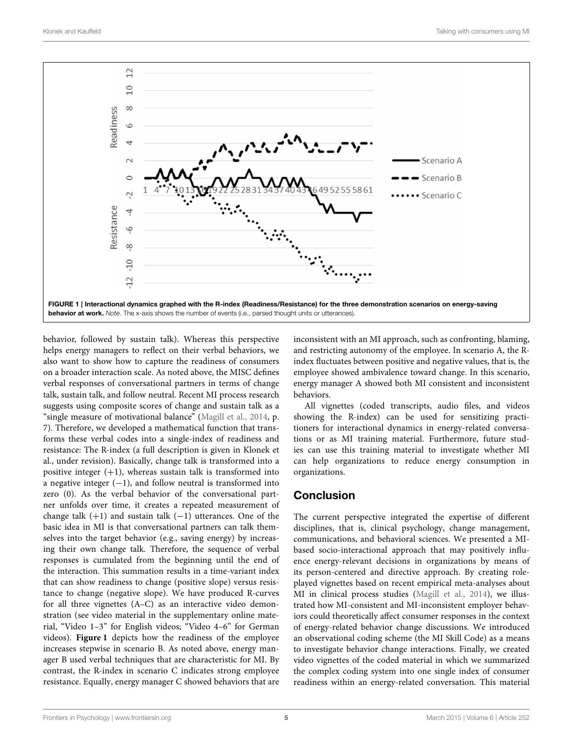**FIGURE 1 | Interactional dynamics graphed with the R-index (Readiness/Resistance) for the three demonstration scenarios on energy-saving behavior at work.** *Note*. The x-axis shows the number of events (i.e., parsed thought units or utterances).

behavior, followed by sustain talk). Whereas this perspective helps energy managers to reflect on their verbal behaviors, we also want to show how to capture the readiness of consumers on a broader interaction scale. As noted above, the MISC defines verbal responses of conversational partners in terms of change talk, sustain talk, and follow neutral. Recent MI process research suggests using composite scores of change and sustain talk as a "single measure of motivational balance" (Magill et al., 2014, p. 7). Therefore, we developed a mathematical function that transforms these verbal codes into a single-index of readiness and resistance: The R-index (a full description is given in Klonek et al., under revision). Basically, change talk is transformed into a positive integer (+1), whereas sustain talk is transformed into a negative integer (−1), and follow neutral is transformed into zero (0). As the verbal behavior of the conversational partner unfolds over time, it creates a repeated measurement of change talk (+1) and sustain talk (−1) utterances. One of the basic idea in MI is that conversational partners can talk themselves into the target behavior (e.g., saving energy) by increasing their own change talk. Therefore, the sequence of verbal responses is cumulated from the beginning until the end of the interaction. This summation results in a time-variant index that can show readiness to change (positive slope) versus resistance to change (negative slope). We have produced R-curves for all three vignettes (A–C) as an interactive video demonstration (see video material in the supplementary online material, "Video 1–3" for English videos; "Video 4–6" for German videos). **Figure 1** depicts how the readiness of the employee increases stepwise in scenario B. As noted above, energy manager B used verbal techniques that are characteristic for MI. By contrast, the R-index in scenario C indicates strong employee resistance. Equally, energy manager C showed behaviors that are inconsistent with an MI approach, such as confronting, blaming, and restricting autonomy of the employee. In scenario A, the R-index fluctuates between positive and negative values, that is, the employee showed ambivalence toward change. In this scenario, energy manager A showed both MI consistent and inconsistent behaviors.

All vignettes (coded transcripts, audio files, and videos showing the R-index) can be used for sensitizing practitioners for interactional dynamics in energy-related conversations or as MI training material. Furthermore, future studies can use this training material to investigate whether MI can help organizations to reduce energy consumption in organizations.

## Conclusion

The current perspective integrated the expertise of different disciplines, that is, clinical psychology, change management, communications, and behavioral sciences. We presented a MI-based socio-interactional approach that may positively influence energy-relevant decisions in organizations by means of its person-centered and directive approach. By creating role-played vignettes based on recent empirical meta-analyses about MI in clinical process studies (Magill et al., 2014), we illustrated how MI-consistent and MI-inconsistent employer behaviors could theoretically affect consumer responses in the context of energy-related behavior change discussions. We introduced an observational coding scheme (the MI Skill Code) as a means to investigate behavior change interactions. Finally, we created video vignettes of the coded material in which we summarized the complex coding system into one single index of consumer readiness within an energy-related conversation. This material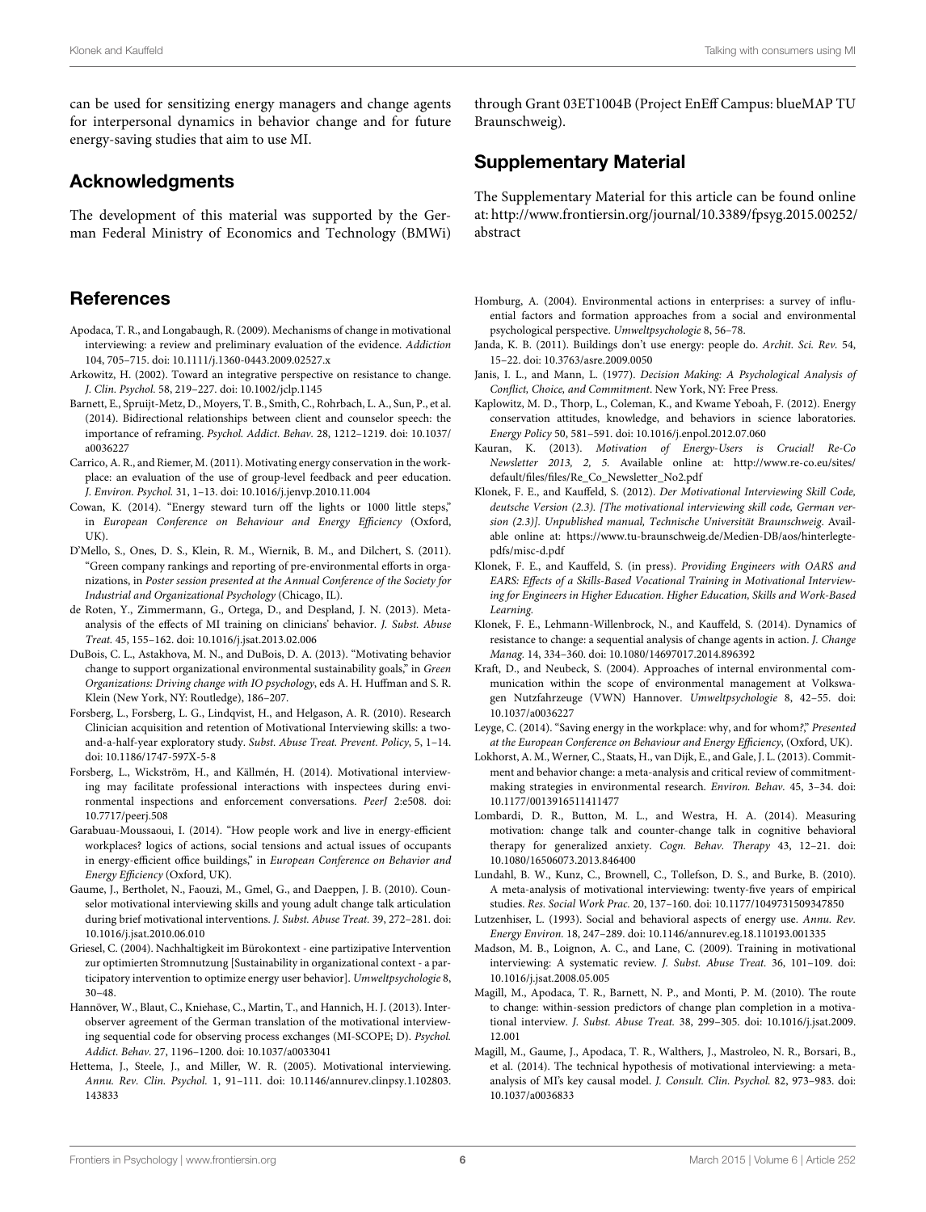can be used for sensitizing energy managers and change agents for interpersonal dynamics in behavior change and for future energy-saving studies that aim to use MI.

## Acknowledgments

The development of this material was supported by the German Federal Ministry of Economics and Technology (BMWi) through Grant 03ET1004B (Project EnEff Campus: blueMAP TU Braunschweig).

## Supplementary Material

The Supplementary Material for this article can be found online at: http://www.frontiersin.org/journal/10.3389/fpsyg.2015.00252/abstract

## References

Apodaca, T. R., and Longabaugh, R. (2009). Mechanisms of change in motivational interviewing: a review and preliminary evaluation of the evidence. *Addiction* 104, 705–715. doi: 10.1111/j.1360-0443.2009.02527.x

Arkowitz, H. (2002). Toward an integrative perspective on resistance to change. *J. Clin. Psychol.* 58, 219–227. doi: 10.1002/jclp.1145

Barnett, E., Spruijt-Metz, D., Moyers, T. B., Smith, C., Rohrbach, L. A., Sun, P., et al. (2014). Bidirectional relationships between client and counselor speech: the importance of reframing. *Psychol. Addict. Behav.* 28, 1212–1219. doi: 10.1037/a0036227

Carrico, A. R., and Riemer, M. (2011). Motivating energy conservation in the workplace: an evaluation of the use of group-level feedback and peer education. *J. Environ. Psychol.* 31, 1–13. doi: 10.1016/j.jenvp.2010.11.004

Cowan, K. (2014). "Energy steward turn off the lights or 1000 little steps," in *European Conference on Behaviour and Energy Efficiency* (Oxford, UK).

D'Mello, S., Ones, D. S., Klein, R. M., Wiernik, B. M., and Dilchert, S. (2011). "Green company rankings and reporting of pre-environmental efforts in organizations, in *Poster session presented at the Annual Conference of the Society for Industrial and Organizational Psychology* (Chicago, IL).

de Roten, Y., Zimmermann, G., Ortega, D., and Despland, J. N. (2013). Meta-analysis of the effects of MI training on clinicians' behavior. *J. Subst. Abuse Treat.* 45, 155–162. doi: 10.1016/j.jsat.2013.02.006

DuBois, C. L., Astakhova, M. N., and DuBois, D. A. (2013). "Motivating behavior change to support organizational environmental sustainability goals," in *Green Organizations: Driving change with IO psychology*, eds A. H. Huffman and S. R. Klein (New York, NY: Routledge), 186–207.

Forsberg, L., Forsberg, L. G., Lindqvist, H., and Helgason, A. R. (2010). Research Clinician acquisition and retention of Motivational Interviewing skills: a two-and-a-half-year exploratory study. *Subst. Abuse Treat. Prevent. Policy*, 5, 1–14. doi: 10.1186/1747-597X-5-8

Forsberg, L., Wickström, H., and Källmén, H. (2014). Motivational interviewing may facilitate professional interactions with inspectees during environmental inspections and enforcement conversations. *PeerJ* 2:e508. doi: 10.7717/peerj.508

Garabuau-Moussaoui, I. (2014). "How people work and live in energy-efficient workplaces? logics of actions, social tensions and actual issues of occupants in energy-efficient office buildings," in *European Conference on Behavior and Energy Efficiency* (Oxford, UK).

Gaume, J., Bertholet, N., Faouzi, M., Gmel, G., and Daeppen, J. B. (2010). Counselor motivational interviewing skills and young adult change talk articulation during brief motivational interventions. *J. Subst. Abuse Treat.* 39, 272–281. doi: 10.1016/j.jsat.2010.06.010

Griesel, C. (2004). Nachhaltigkeit im Bürokontext - eine partizipative Intervention zur optimierten Stromnutzung [Sustainability in organizational context - a participatory intervention to optimize energy user behavior]. *Umweltpsychologie* 8, 30–48.

Hannöver, W., Blaut, C., Kniehase, C., Martin, T., and Hannich, H. J. (2013). Interobserver agreement of the German translation of the motivational interviewing sequential code for observing process exchanges (MI-SCOPE; D). *Psychol. Addict. Behav.* 27, 1196–1200. doi: 10.1037/a0033041

Hettema, J., Steele, J., and Miller, W. R. (2005). Motivational interviewing. *Annu. Rev. Clin. Psychol.* 1, 91–111. doi: 10.1146/annurev.clinpsy.1.102803.143833

Homburg, A. (2004). Environmental actions in enterprises: a survey of influential factors and formation approaches from a social and environmental psychological perspective. *Umweltpsychologie* 8, 56–78.

Janda, K. B. (2011). Buildings don't use energy: people do. *Archit. Sci. Rev.* 54, 15–22. doi: 10.3763/asre.2009.0050

Janis, I. L., and Mann, L. (1977). *Decision Making: A Psychological Analysis of Conflict, Choice, and Commitment*. New York, NY: Free Press.

Kaplowitz, M. D., Thorp, L., Coleman, K., and Kwame Yeboah, F. (2012). Energy conservation attitudes, knowledge, and behaviors in science laboratories. *Energy Policy* 50, 581–591. doi: 10.1016/j.enpol.2012.07.060

Kauran, K. (2013). *Motivation of Energy-Users is Crucial! Re-Co Newsletter 2013, 2, 5.* Available online at: http://www.re-co.eu/sites/default/files/files/Re_Co_Newsletter_No2.pdf

Klonek, F. E., and Kauffeld, S. (2012). *Der Motivational Interviewing Skill Code, deutsche Version (2.3). [The motivational interviewing skill code, German version (2.3)]. Unpublished manual, Technische Universität Braunschweig*. Available online at: https://www.tu-braunschweig.de/Medien-DB/aos/hinterlegte-pdfs/misc-d.pdf

Klonek, F. E., and Kauffeld, S. (in press). *Providing Engineers with OARS and EARS: Effects of a Skills-Based Vocational Training in Motivational Interviewing for Engineers in Higher Education. Higher Education, Skills and Work-Based Learning.*

Klonek, F. E., Lehmann-Willenbrock, N., and Kauffeld, S. (2014). Dynamics of resistance to change: a sequential analysis of change agents in action. *J. Change Manag.* 14, 334–360. doi: 10.1080/14697017.2014.896392

Kraft, D., and Neubeck, S. (2004). Approaches of internal environmental communication within the scope of environmental management at Volkswagen Nutzfahrzeuge (VWN) Hannover. *Umweltpsychologie* 8, 42–55. doi: 10.1037/a0036227

Leyge, C. (2014). "Saving energy in the workplace: why, and for whom?," *Presented at the European Conference on Behaviour and Energy Efficiency*, (Oxford, UK).

Lokhorst, A. M., Werner, C., Staats, H., van Dijk, E., and Gale, J. L. (2013). Commitment and behavior change: a meta-analysis and critical review of commitment-making strategies in environmental research. *Environ. Behav.* 45, 3–34. doi: 10.1177/0013916511411477

Lombardi, D. R., Button, M. L., and Westra, H. A. (2014). Measuring motivation: change talk and counter-change talk in cognitive behavioral therapy for generalized anxiety. *Cogn. Behav. Therapy* 43, 12–21. doi: 10.1080/16506073.2013.846400

Lundahl, B. W., Kunz, C., Brownell, C., Tollefson, D. S., and Burke, B. (2010). A meta-analysis of motivational interviewing: twenty-five years of empirical studies. *Res. Social Work Prac.* 20, 137–160. doi: 10.1177/1049731509347850

Lutzenhiser, L. (1993). Social and behavioral aspects of energy use. *Annu. Rev. Energy Environ.* 18, 247–289. doi: 10.1146/annurev.eg.18.110193.001335

Madson, M. B., Loignon, A. C., and Lane, C. (2009). Training in motivational interviewing: A systematic review. *J. Subst. Abuse Treat.* 36, 101–109. doi: 10.1016/j.jsat.2008.05.005

Magill, M., Apodaca, T. R., Barnett, N. P., and Monti, P. M. (2010). The route to change: within-session predictors of change plan completion in a motivational interview. *J. Subst. Abuse Treat.* 38, 299–305. doi: 10.1016/j.jsat.2009.12.001

Magill, M., Gaume, J., Apodaca, T. R., Walthers, J., Mastroleo, N. R., Borsari, B., et al. (2014). The technical hypothesis of motivational interviewing: a meta-analysis of MI's key causal model. *J. Consult. Clin. Psychol.* 82, 973–983. doi: 10.1037/a0036833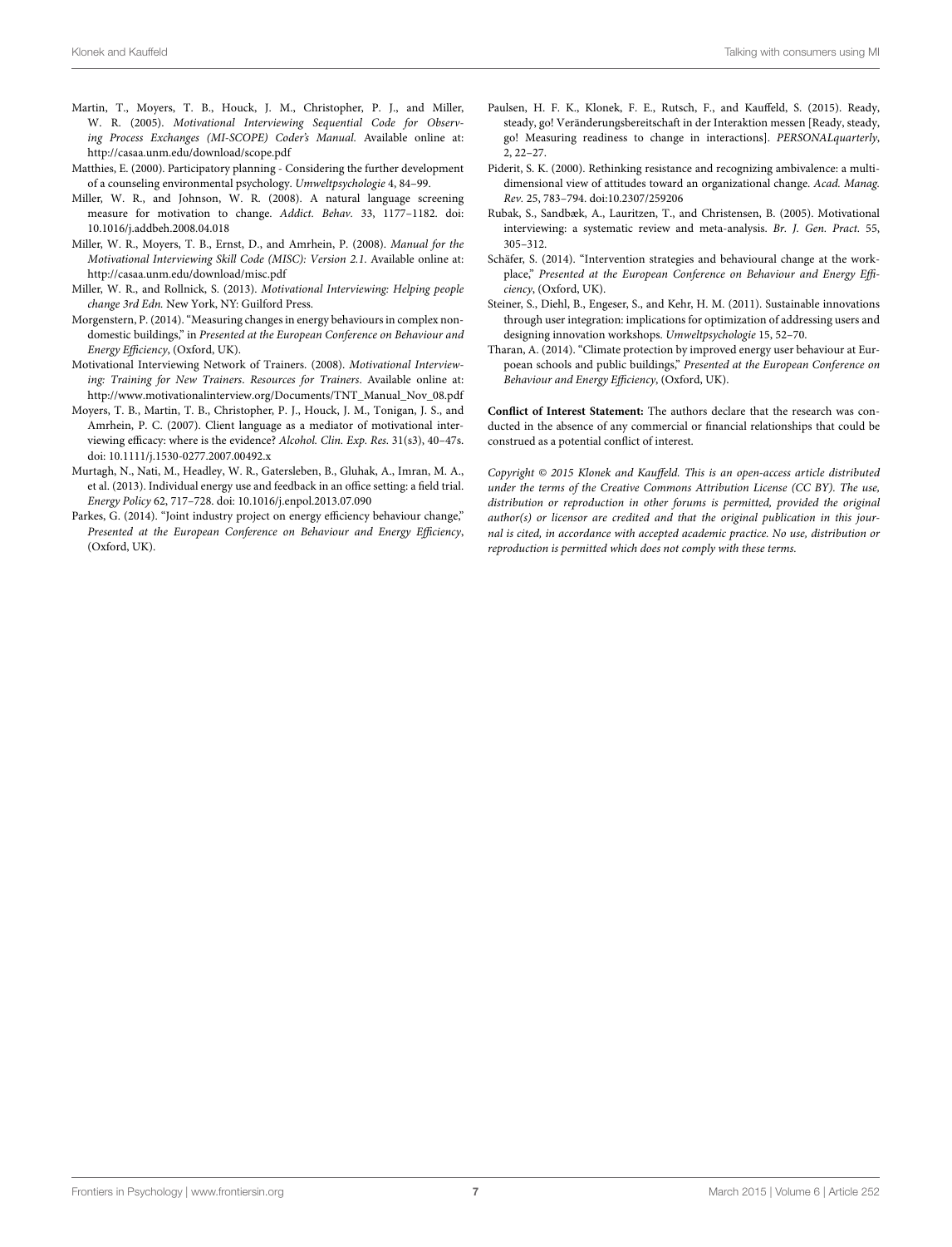Martin, T., Moyers, T. B., Houck, J. M., Christopher, P. J., and Miller, W. R. (2005). *Motivational Interviewing Sequential Code for Observing Process Exchanges (MI-SCOPE) Coder's Manual.* Available online at: http://casaa.unm.edu/download/scope.pdf

Matthies, E. (2000). Participatory planning - Considering the further development of a counseling environmental psychology. *Umweltpsychologie* 4, 84–99.

Miller, W. R., and Johnson, W. R. (2008). A natural language screening measure for motivation to change. *Addict. Behav.* 33, 1177–1182. doi: 10.1016/j.addbeh.2008.04.018

Miller, W. R., Moyers, T. B., Ernst, D., and Amrhein, P. (2008). *Manual for the Motivational Interviewing Skill Code (MISC): Version 2.1.* Available online at: http://casaa.unm.edu/download/misc.pdf

Miller, W. R., and Rollnick, S. (2013). *Motivational Interviewing: Helping people change 3rd Edn.* New York, NY: Guilford Press.

Morgenstern, P. (2014). "Measuring changes in energy behaviours in complex non-domestic buildings," in *Presented at the European Conference on Behaviour and Energy Efficiency*, (Oxford, UK).

Motivational Interviewing Network of Trainers. (2008). *Motivational Interviewing: Training for New Trainers. Resources for Trainers.* Available online at: http://www.motivationalinterview.org/Documents/TNT_Manual_Nov_08.pdf

Moyers, T. B., Martin, T. B., Christopher, P. J., Houck, J. M., Tonigan, J. S., and Amrhein, P. C. (2007). Client language as a mediator of motivational interviewing efficacy: where is the evidence? *Alcohol. Clin. Exp. Res.* 31(s3), 40–47s. doi: 10.1111/j.1530-0277.2007.00492.x

Murtagh, N., Nati, M., Headley, W. R., Gatersleben, B., Gluhak, A., Imran, M. A., et al. (2013). Individual energy use and feedback in an office setting: a field trial. *Energy Policy* 62, 717–728. doi: 10.1016/j.enpol.2013.07.090

Parkes, G. (2014). "Joint industry project on energy efficiency behaviour change," *Presented at the European Conference on Behaviour and Energy Efficiency*, (Oxford, UK).

Paulsen, H. F. K., Klonek, F. E., Rutsch, F., and Kauffeld, S. (2015). Ready, steady, go! Veränderungsbereitschaft in der Interaktion messen [Ready, steady, go! Measuring readiness to change in interactions]. *PERSONALquarterly*, 2, 22–27.

Piderit, S. K. (2000). Rethinking resistance and recognizing ambivalence: a multidimensional view of attitudes toward an organizational change. *Acad. Manag. Rev.* 25, 783–794. doi:10.2307/259206

Rubak, S., Sandbæk, A., Lauritzen, T., and Christensen, B. (2005). Motivational interviewing: a systematic review and meta-analysis. *Br. J. Gen. Pract.* 55, 305–312.

Schäfer, S. (2014). "Intervention strategies and behavioural change at the workplace," *Presented at the European Conference on Behaviour and Energy Efficiency*, (Oxford, UK).

Steiner, S., Diehl, B., Engeser, S., and Kehr, H. M. (2011). Sustainable innovations through user integration: implications for optimization of addressing users and designing innovation workshops. *Umweltpsychologie* 15, 52–70.

Tharan, A. (2014). "Climate protection by improved energy user behaviour at Eurpoean schools and public buildings," *Presented at the European Conference on Behaviour and Energy Efficiency*, (Oxford, UK).

**Conflict of Interest Statement:** The authors declare that the research was conducted in the absence of any commercial or financial relationships that could be construed as a potential conflict of interest.

*Copyright © 2015 Klonek and Kauffeld. This is an open-access article distributed under the terms of the Creative Commons Attribution License (CC BY). The use, distribution or reproduction in other forums is permitted, provided the original author(s) or licensor are credited and that the original publication in this journal is cited, in accordance with accepted academic practice. No use, distribution or reproduction is permitted which does not comply with these terms.*